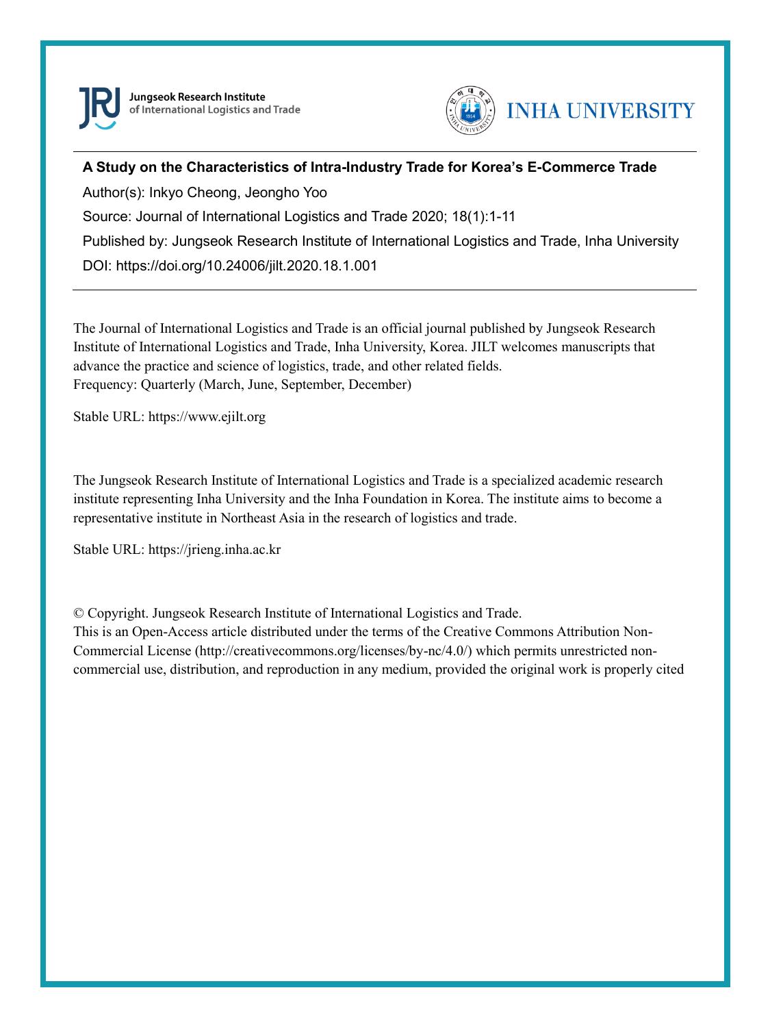Jungseok Research Institute of International Logistics and Trade

INHA UNIVERSITY

**A Study on the Characteristics of Intra-Industry Trade for Korea's E-Commerce Trade**

Author(s): Inkyo Cheong, Jeongho Yoo

Source: Journal of International Logistics and Trade 2020; 18(1):1-11

Published by: Jungseok Research Institute of International Logistics and Trade, Inha University

DOI: https://doi.org/10.24006/jilt.2020.18.1.001

---

The Journal of International Logistics and Trade is an official journal published by Jungseok Research Institute of International Logistics and Trade, Inha University, Korea. JILT welcomes manuscripts that advance the practice and science of logistics, trade, and other related fields.
Frequency: Quarterly (March, June, September, December)

Stable URL: https://www.ejilt.org

The Jungseok Research Institute of International Logistics and Trade is a specialized academic research institute representing Inha University and the Inha Foundation in Korea. The institute aims to become a representative institute in Northeast Asia in the research of logistics and trade.

Stable URL: https://jrieng.inha.ac.kr

© Copyright. Jungseok Research Institute of International Logistics and Trade.
This is an Open-Access article distributed under the terms of the Creative Commons Attribution Non-Commercial License (http://creativecommons.org/licenses/by-nc/4.0/) which permits unrestricted non-commercial use, distribution, and reproduction in any medium, provided the original work is properly cited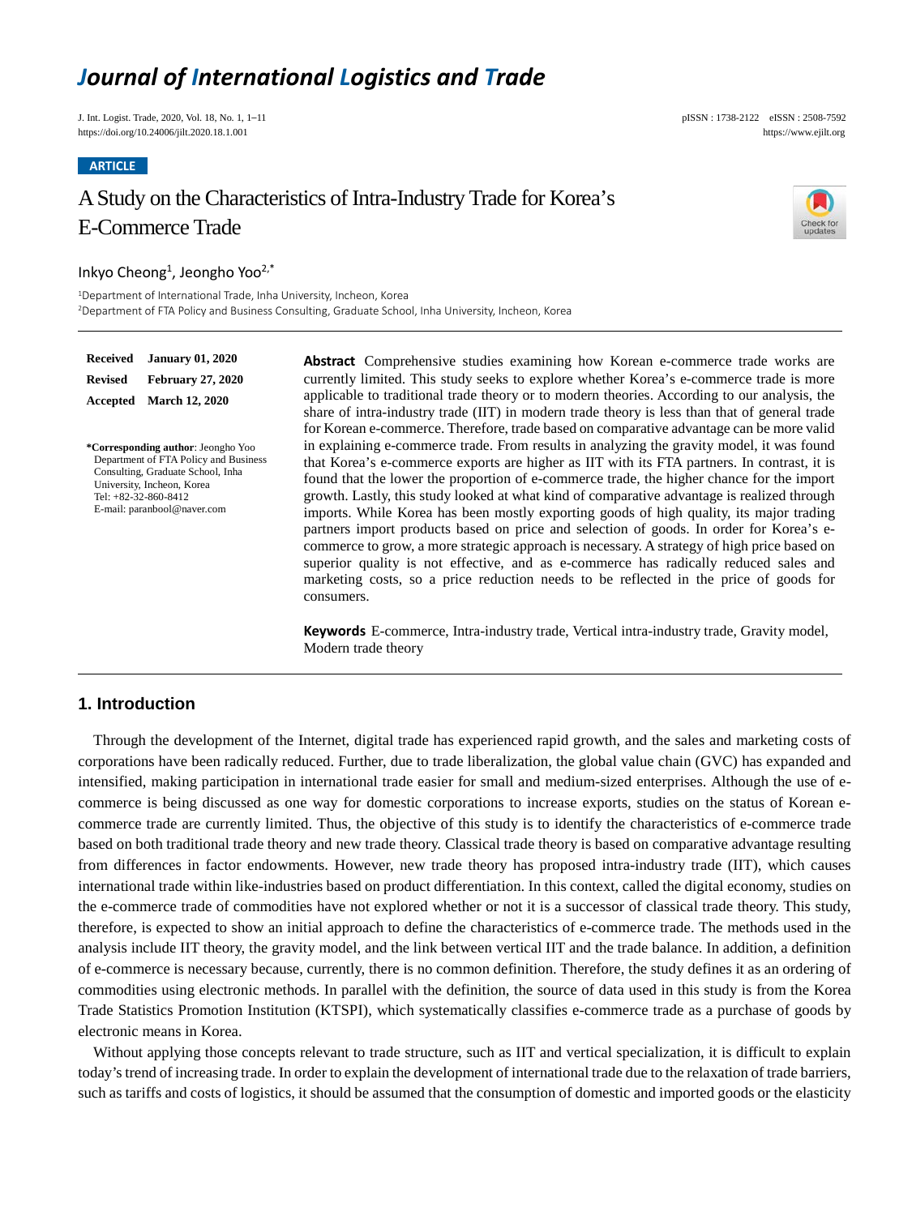# Journal of International Logistics and Trade

ARTICLE

# A Study on the Characteristics of Intra-Industry Trade for Korea's E-Commerce Trade

Inkyo Cheong[1], Jeongho Yoo[2,*]

[1]Department of International Trade, Inha University, Incheon, Korea
[2]Department of FTA Policy and Business Consulting, Graduate School, Inha University, Incheon, Korea

**Received** January 01, 2020
**Revised** February 27, 2020
**Accepted** March 12, 2020

**\*Corresponding author**: Jeongho Yoo
Department of FTA Policy and Business Consulting, Graduate School, Inha University, Incheon, Korea
Tel: +82-32-860-8412
E-mail: paranbool@naver.com

**Abstract** Comprehensive studies examining how Korean e-commerce trade works are currently limited. This study seeks to explore whether Korea's e-commerce trade is more applicable to traditional trade theory or to modern theories. According to our analysis, the share of intra-industry trade (IIT) in modern trade theory is less than that of general trade for Korean e-commerce. Therefore, trade based on comparative advantage can be more valid in explaining e-commerce trade. From results in analyzing the gravity model, it was found that Korea's e-commerce exports are higher as IIT with its FTA partners. In contrast, it is found that the lower the proportion of e-commerce trade, the higher chance for the import growth. Lastly, this study looked at what kind of comparative advantage is realized through imports. While Korea has been mostly exporting goods of high quality, its major trading partners import products based on price and selection of goods. In order for Korea's e-commerce to grow, a more strategic approach is necessary. A strategy of high price based on superior quality is not effective, and as e-commerce has radically reduced sales and marketing costs, so a price reduction needs to be reflected in the price of goods for consumers.

**Keywords** E-commerce, Intra-industry trade, Vertical intra-industry trade, Gravity model, Modern trade theory

## 1. Introduction

Through the development of the Internet, digital trade has experienced rapid growth, and the sales and marketing costs of corporations have been radically reduced. Further, due to trade liberalization, the global value chain (GVC) has expanded and intensified, making participation in international trade easier for small and medium-sized enterprises. Although the use of e-commerce is being discussed as one way for domestic corporations to increase exports, studies on the status of Korean e-commerce trade are currently limited. Thus, the objective of this study is to identify the characteristics of e-commerce trade based on both traditional trade theory and new trade theory. Classical trade theory is based on comparative advantage resulting from differences in factor endowments. However, new trade theory has proposed intra-industry trade (IIT), which causes international trade within like-industries based on product differentiation. In this context, called the digital economy, studies on the e-commerce trade of commodities have not explored whether or not it is a successor of classical trade theory. This study, therefore, is expected to show an initial approach to define the characteristics of e-commerce trade. The methods used in the analysis include IIT theory, the gravity model, and the link between vertical IIT and the trade balance. In addition, a definition of e-commerce is necessary because, currently, there is no common definition. Therefore, the study defines it as an ordering of commodities using electronic methods. In parallel with the definition, the source of data used in this study is from the Korea Trade Statistics Promotion Institution (KTSPI), which systematically classifies e-commerce trade as a purchase of goods by electronic means in Korea.

Without applying those concepts relevant to trade structure, such as IIT and vertical specialization, it is difficult to explain today's trend of increasing trade. In order to explain the development of international trade due to the relaxation of trade barriers, such as tariffs and costs of logistics, it should be assumed that the consumption of domestic and imported goods or the elasticity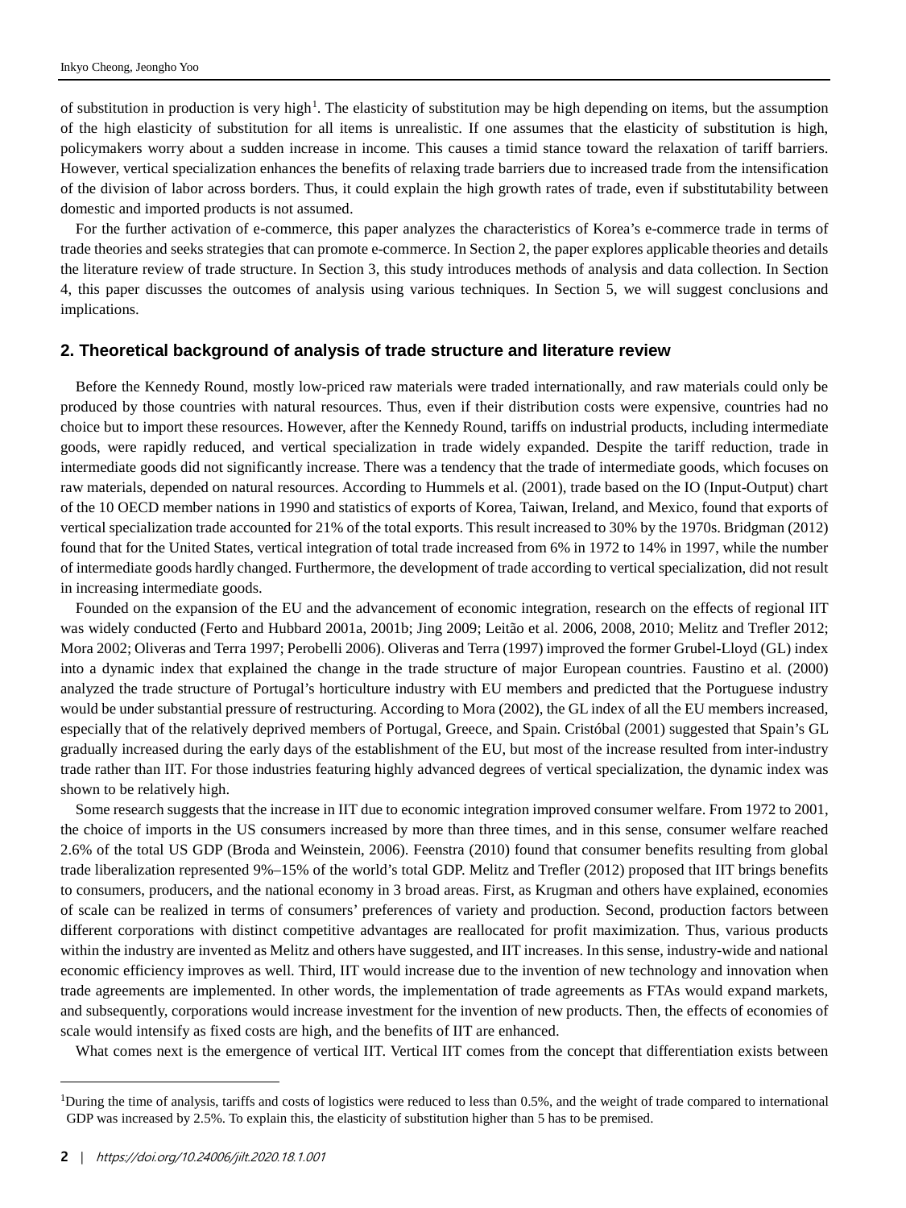of substitution in production is very high[1]. The elasticity of substitution may be high depending on items, but the assumption of the high elasticity of substitution for all items is unrealistic. If one assumes that the elasticity of substitution is high, policymakers worry about a sudden increase in income. This causes a timid stance toward the relaxation of tariff barriers. However, vertical specialization enhances the benefits of relaxing trade barriers due to increased trade from the intensification of the division of labor across borders. Thus, it could explain the high growth rates of trade, even if substitutability between domestic and imported products is not assumed.

For the further activation of e-commerce, this paper analyzes the characteristics of Korea's e-commerce trade in terms of trade theories and seeks strategies that can promote e-commerce. In Section 2, the paper explores applicable theories and details the literature review of trade structure. In Section 3, this study introduces methods of analysis and data collection. In Section 4, this paper discusses the outcomes of analysis using various techniques. In Section 5, we will suggest conclusions and implications.

## 2. Theoretical background of analysis of trade structure and literature review

Before the Kennedy Round, mostly low-priced raw materials were traded internationally, and raw materials could only be produced by those countries with natural resources. Thus, even if their distribution costs were expensive, countries had no choice but to import these resources. However, after the Kennedy Round, tariffs on industrial products, including intermediate goods, were rapidly reduced, and vertical specialization in trade widely expanded. Despite the tariff reduction, trade in intermediate goods did not significantly increase. There was a tendency that the trade of intermediate goods, which focuses on raw materials, depended on natural resources. According to Hummels et al. (2001), trade based on the IO (Input-Output) chart of the 10 OECD member nations in 1990 and statistics of exports of Korea, Taiwan, Ireland, and Mexico, found that exports of vertical specialization trade accounted for 21% of the total exports. This result increased to 30% by the 1970s. Bridgman (2012) found that for the United States, vertical integration of total trade increased from 6% in 1972 to 14% in 1997, while the number of intermediate goods hardly changed. Furthermore, the development of trade according to vertical specialization, did not result in increasing intermediate goods.

Founded on the expansion of the EU and the advancement of economic integration, research on the effects of regional IIT was widely conducted (Ferto and Hubbard 2001a, 2001b; Jing 2009; Leitão et al. 2006, 2008, 2010; Melitz and Trefler 2012; Mora 2002; Oliveras and Terra 1997; Perobelli 2006). Oliveras and Terra (1997) improved the former Grubel-Lloyd (GL) index into a dynamic index that explained the change in the trade structure of major European countries. Faustino et al. (2000) analyzed the trade structure of Portugal's horticulture industry with EU members and predicted that the Portuguese industry would be under substantial pressure of restructuring. According to Mora (2002), the GL index of all the EU members increased, especially that of the relatively deprived members of Portugal, Greece, and Spain. Cristóbal (2001) suggested that Spain's GL gradually increased during the early days of the establishment of the EU, but most of the increase resulted from inter-industry trade rather than IIT. For those industries featuring highly advanced degrees of vertical specialization, the dynamic index was shown to be relatively high.

Some research suggests that the increase in IIT due to economic integration improved consumer welfare. From 1972 to 2001, the choice of imports in the US consumers increased by more than three times, and in this sense, consumer welfare reached 2.6% of the total US GDP (Broda and Weinstein, 2006). Feenstra (2010) found that consumer benefits resulting from global trade liberalization represented 9%–15% of the world's total GDP. Melitz and Trefler (2012) proposed that IIT brings benefits to consumers, producers, and the national economy in 3 broad areas. First, as Krugman and others have explained, economies of scale can be realized in terms of consumers' preferences of variety and production. Second, production factors between different corporations with distinct competitive advantages are reallocated for profit maximization. Thus, various products within the industry are invented as Melitz and others have suggested, and IIT increases. In this sense, industry-wide and national economic efficiency improves as well. Third, IIT would increase due to the invention of new technology and innovation when trade agreements are implemented. In other words, the implementation of trade agreements as FTAs would expand markets, and subsequently, corporations would increase investment for the invention of new products. Then, the effects of economies of scale would intensify as fixed costs are high, and the benefits of IIT are enhanced.

What comes next is the emergence of vertical IIT. Vertical IIT comes from the concept that differentiation exists between

---

[1]During the time of analysis, tariffs and costs of logistics were reduced to less than 0.5%, and the weight of trade compared to international GDP was increased by 2.5%. To explain this, the elasticity of substitution higher than 5 has to be premised.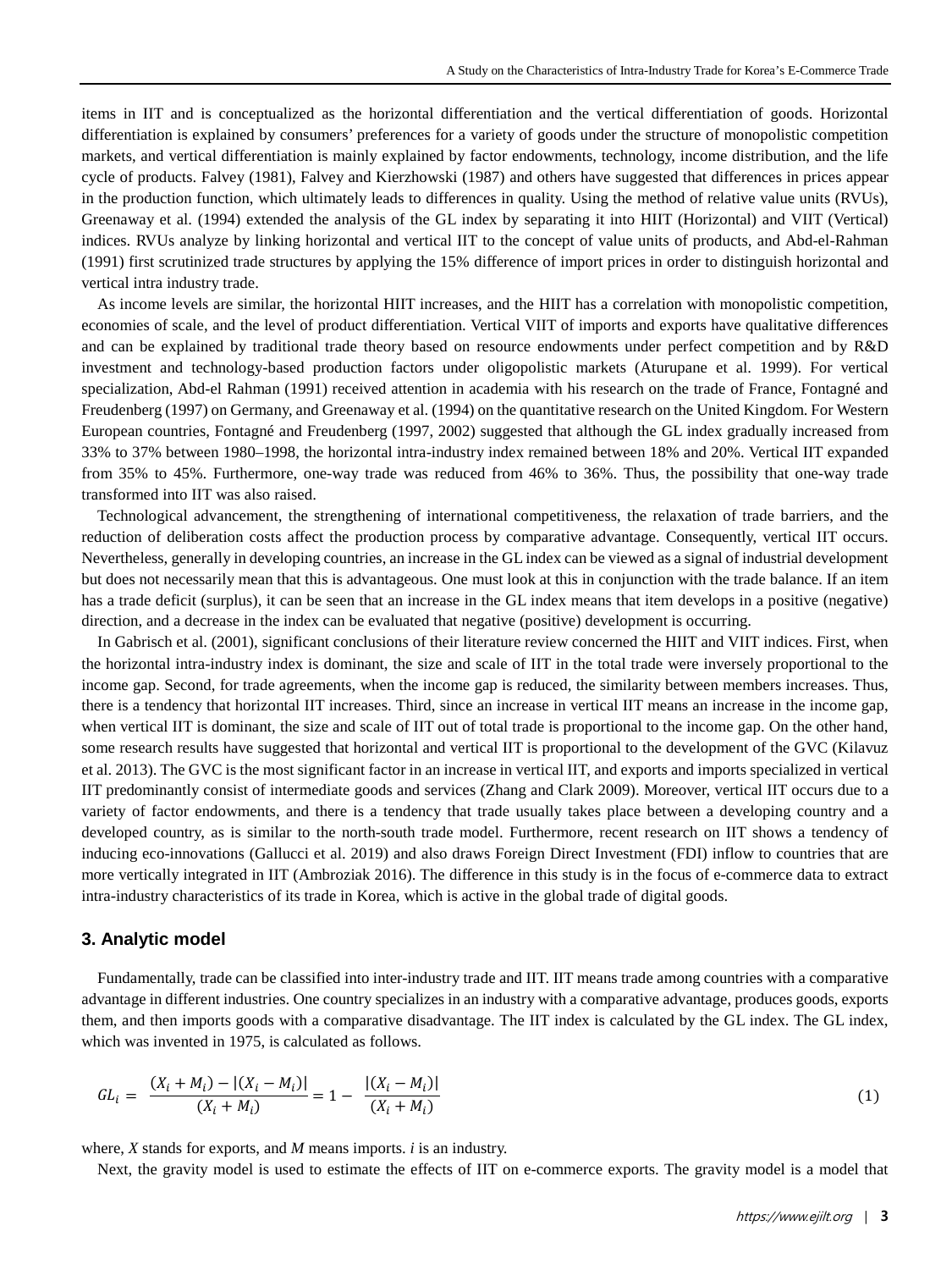items in IIT and is conceptualized as the horizontal differentiation and the vertical differentiation of goods. Horizontal differentiation is explained by consumers' preferences for a variety of goods under the structure of monopolistic competition markets, and vertical differentiation is mainly explained by factor endowments, technology, income distribution, and the life cycle of products. Falvey (1981), Falvey and Kierzhowski (1987) and others have suggested that differences in prices appear in the production function, which ultimately leads to differences in quality. Using the method of relative value units (RVUs), Greenaway et al. (1994) extended the analysis of the GL index by separating it into HIIT (Horizontal) and VIIT (Vertical) indices. RVUs analyze by linking horizontal and vertical IIT to the concept of value units of products, and Abd-el-Rahman (1991) first scrutinized trade structures by applying the 15% difference of import prices in order to distinguish horizontal and vertical intra industry trade.

As income levels are similar, the horizontal HIIT increases, and the HIIT has a correlation with monopolistic competition, economies of scale, and the level of product differentiation. Vertical VIIT of imports and exports have qualitative differences and can be explained by traditional trade theory based on resource endowments under perfect competition and by R&D investment and technology-based production factors under oligopolistic markets (Aturupane et al. 1999). For vertical specialization, Abd-el Rahman (1991) received attention in academia with his research on the trade of France, Fontagné and Freudenberg (1997) on Germany, and Greenaway et al. (1994) on the quantitative research on the United Kingdom. For Western European countries, Fontagné and Freudenberg (1997, 2002) suggested that although the GL index gradually increased from 33% to 37% between 1980–1998, the horizontal intra-industry index remained between 18% and 20%. Vertical IIT expanded from 35% to 45%. Furthermore, one-way trade was reduced from 46% to 36%. Thus, the possibility that one-way trade transformed into IIT was also raised.

Technological advancement, the strengthening of international competitiveness, the relaxation of trade barriers, and the reduction of deliberation costs affect the production process by comparative advantage. Consequently, vertical IIT occurs. Nevertheless, generally in developing countries, an increase in the GL index can be viewed as a signal of industrial development but does not necessarily mean that this is advantageous. One must look at this in conjunction with the trade balance. If an item has a trade deficit (surplus), it can be seen that an increase in the GL index means that item develops in a positive (negative) direction, and a decrease in the index can be evaluated that negative (positive) development is occurring.

In Gabrisch et al. (2001), significant conclusions of their literature review concerned the HIIT and VIIT indices. First, when the horizontal intra-industry index is dominant, the size and scale of IIT in the total trade were inversely proportional to the income gap. Second, for trade agreements, when the income gap is reduced, the similarity between members increases. Thus, there is a tendency that horizontal IIT increases. Third, since an increase in vertical IIT means an increase in the income gap, when vertical IIT is dominant, the size and scale of IIT out of total trade is proportional to the income gap. On the other hand, some research results have suggested that horizontal and vertical IIT is proportional to the development of the GVC (Kilavuz et al. 2013). The GVC is the most significant factor in an increase in vertical IIT, and exports and imports specialized in vertical IIT predominantly consist of intermediate goods and services (Zhang and Clark 2009). Moreover, vertical IIT occurs due to a variety of factor endowments, and there is a tendency that trade usually takes place between a developing country and a developed country, as is similar to the north-south trade model. Furthermore, recent research on IIT shows a tendency of inducing eco-innovations (Gallucci et al. 2019) and also draws Foreign Direct Investment (FDI) inflow to countries that are more vertically integrated in IIT (Ambroziak 2016). The difference in this study is in the focus of e-commerce data to extract intra-industry characteristics of its trade in Korea, which is active in the global trade of digital goods.

## 3. Analytic model

Fundamentally, trade can be classified into inter-industry trade and IIT. IIT means trade among countries with a comparative advantage in different industries. One country specializes in an industry with a comparative advantage, produces goods, exports them, and then imports goods with a comparative disadvantage. The IIT index is calculated by the GL index. The GL index, which was invented in 1975, is calculated as follows.

$$GL_i = \frac{(X_i + M_i) - |(X_i - M_i)|}{(X_i + M_i)} = 1 - \frac{|(X_i - M_i)|}{(X_i + M_i)} \tag{1}$$

where, $X$ stands for exports, and $M$ means imports. $i$ is an industry.

Next, the gravity model is used to estimate the effects of IIT on e-commerce exports. The gravity model is a model that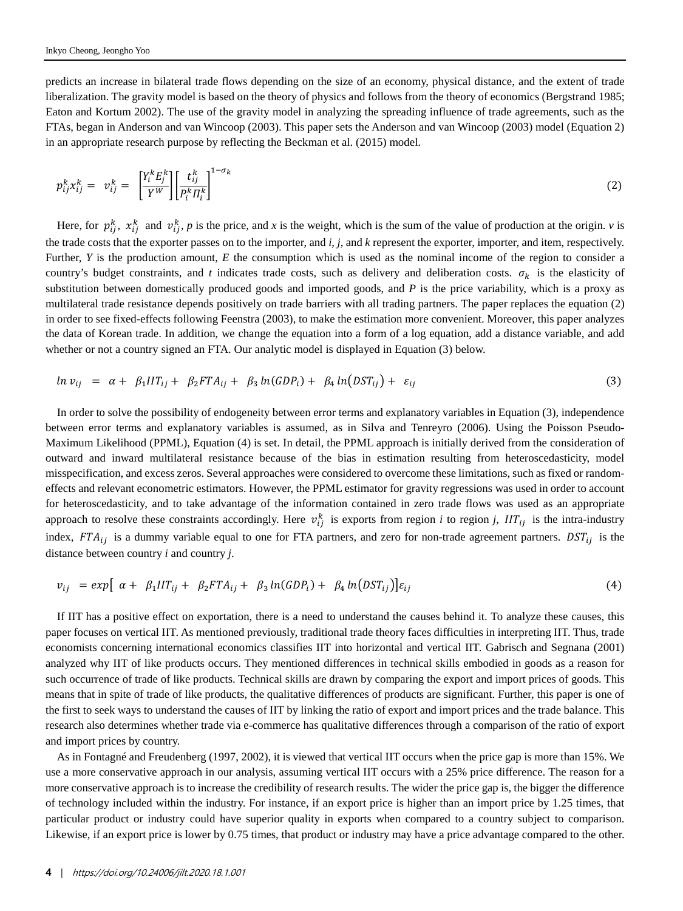predicts an increase in bilateral trade flows depending on the size of an economy, physical distance, and the extent of trade liberalization. The gravity model is based on the theory of physics and follows from the theory of economics (Bergstrand 1985; Eaton and Kortum 2002). The use of the gravity model in analyzing the spreading influence of trade agreements, such as the FTAs, began in Anderson and van Wincoop (2003). This paper sets the Anderson and van Wincoop (2003) model (Equation 2) in an appropriate research purpose by reflecting the Beckman et al. (2015) model.

$$p_{ij}^{k}x_{ij}^{k} = v_{ij}^{k} = \left[\frac{Y_i^k E_j^k}{Y^W}\right]\left[\frac{t_{ij}^k}{P_i^k \Pi_i^k}\right]^{1-\sigma_k} \tag{2}$$

Here, for $p_{ij}^k$, $x_{ij}^k$ and $v_{ij}^k$, $p$ is the price, and $x$ is the weight, which is the sum of the value of production at the origin. $v$ is the trade costs that the exporter passes on to the importer, and $i$, $j$, and $k$ represent the exporter, importer, and item, respectively. Further, $Y$ is the production amount, $E$ the consumption which is used as the nominal income of the region to consider a country's budget constraints, and $t$ indicates trade costs, such as delivery and deliberation costs. $\sigma_k$ is the elasticity of substitution between domestically produced goods and imported goods, and $P$ is the price variability, which is a proxy as multilateral trade resistance depends positively on trade barriers with all trading partners. The paper replaces the equation (2) in order to see fixed-effects following Feenstra (2003), to make the estimation more convenient. Moreover, this paper analyzes the data of Korean trade. In addition, we change the equation into a form of a log equation, add a distance variable, and add whether or not a country signed an FTA. Our analytic model is displayed in Equation (3) below.

$$\ln v_{ij} = \alpha + \beta_1 IIT_{ij} + \beta_2 FTA_{ij} + \beta_3 \ln(GDP_i) + \beta_4 \ln(DST_{ij}) + \varepsilon_{ij} \tag{3}$$

In order to solve the possibility of endogeneity between error terms and explanatory variables in Equation (3), independence between error terms and explanatory variables is assumed, as in Silva and Tenreyro (2006). Using the Poisson Pseudo-Maximum Likelihood (PPML), Equation (4) is set. In detail, the PPML approach is initially derived from the consideration of outward and inward multilateral resistance because of the bias in estimation resulting from heteroscedasticity, model misspecification, and excess zeros. Several approaches were considered to overcome these limitations, such as fixed or random-effects and relevant econometric estimators. However, the PPML estimator for gravity regressions was used in order to account for heteroscedasticity, and to take advantage of the information contained in zero trade flows was used as an appropriate approach to resolve these constraints accordingly. Here $v_{ij}^k$ is exports from region $i$ to region $j$, $IIT_{ij}$ is the intra-industry index, $FTA_{ij}$ is a dummy variable equal to one for FTA partners, and zero for non-trade agreement partners. $DST_{ij}$ is the distance between country $i$ and country $j$.

$$v_{ij} = exp\left[\alpha + \beta_1 IIT_{ij} + \beta_2 FTA_{ij} + \beta_3 \ln(GDP_i) + \beta_4 \ln(DST_{ij})\right]\varepsilon_{ij} \tag{4}$$

If IIT has a positive effect on exportation, there is a need to understand the causes behind it. To analyze these causes, this paper focuses on vertical IIT. As mentioned previously, traditional trade theory faces difficulties in interpreting IIT. Thus, trade economists concerning international economics classifies IIT into horizontal and vertical IIT. Gabrisch and Segnana (2001) analyzed why IIT of like products occurs. They mentioned differences in technical skills embodied in goods as a reason for such occurrence of trade of like products. Technical skills are drawn by comparing the export and import prices of goods. This means that in spite of trade of like products, the qualitative differences of products are significant. Further, this paper is one of the first to seek ways to understand the causes of IIT by linking the ratio of export and import prices and the trade balance. This research also determines whether trade via e-commerce has qualitative differences through a comparison of the ratio of export and import prices by country.

As in Fontagné and Freudenberg (1997, 2002), it is viewed that vertical IIT occurs when the price gap is more than 15%. We use a more conservative approach in our analysis, assuming vertical IIT occurs with a 25% price difference. The reason for a more conservative approach is to increase the credibility of research results. The wider the price gap is, the bigger the difference of technology included within the industry. For instance, if an export price is higher than an import price by 1.25 times, that particular product or industry could have superior quality in exports when compared to a country subject to comparison. Likewise, if an export price is lower by 0.75 times, that product or industry may have a price advantage compared to the other.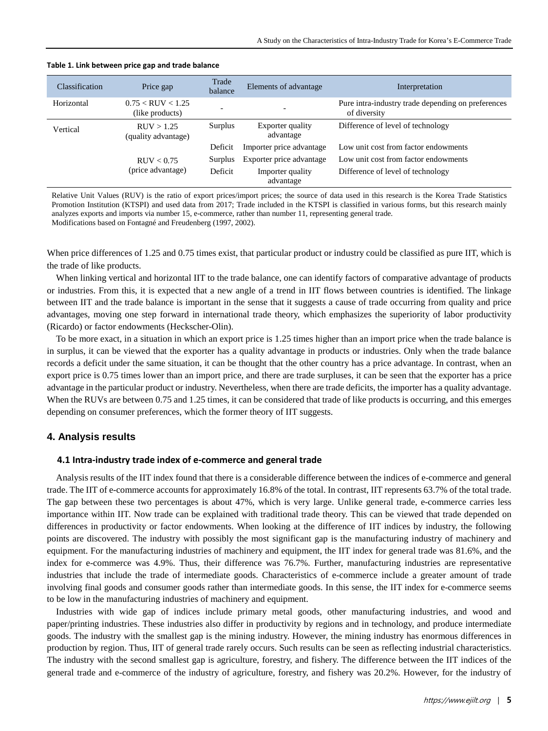**Table 1. Link between price gap and trade balance**

| Classification | Price gap | Trade balance | Elements of advantage | Interpretation |
|---|---|---|---|---|
| Horizontal | 0.75 < RUV < 1.25 (like products) | - | - | Pure intra-industry trade depending on preferences of diversity |
| Vertical | RUV > 1.25 (quality advantage) | Surplus | Exporter quality advantage | Difference of level of technology |
| | | Deficit | Importer price advantage | Low unit cost from factor endowments |
| | RUV < 0.75 (price advantage) | Surplus | Exporter price advantage | Low unit cost from factor endowments |
| | | Deficit | Importer quality advantage | Difference of level of technology |

Relative Unit Values (RUV) is the ratio of export prices/import prices; the source of data used in this research is the Korea Trade Statistics Promotion Institution (KTSPI) and used data from 2017; Trade included in the KTSPI is classified in various forms, but this research mainly analyzes exports and imports via number 15, e-commerce, rather than number 11, representing general trade.
Modifications based on Fontagné and Freudenberg (1997, 2002).

When price differences of 1.25 and 0.75 times exist, that particular product or industry could be classified as pure IIT, which is the trade of like products.

When linking vertical and horizontal IIT to the trade balance, one can identify factors of comparative advantage of products or industries. From this, it is expected that a new angle of a trend in IIT flows between countries is identified. The linkage between IIT and the trade balance is important in the sense that it suggests a cause of trade occurring from quality and price advantages, moving one step forward in international trade theory, which emphasizes the superiority of labor productivity (Ricardo) or factor endowments (Heckscher-Olin).

To be more exact, in a situation in which an export price is 1.25 times higher than an import price when the trade balance is in surplus, it can be viewed that the exporter has a quality advantage in products or industries. Only when the trade balance records a deficit under the same situation, it can be thought that the other country has a price advantage. In contrast, when an export price is 0.75 times lower than an import price, and there are trade surpluses, it can be seen that the exporter has a price advantage in the particular product or industry. Nevertheless, when there are trade deficits, the importer has a quality advantage. When the RUVs are between 0.75 and 1.25 times, it can be considered that trade of like products is occurring, and this emerges depending on consumer preferences, which the former theory of IIT suggests.

## 4. Analysis results

### 4.1 Intra-industry trade index of e-commerce and general trade

Analysis results of the IIT index found that there is a considerable difference between the indices of e-commerce and general trade. The IIT of e-commerce accounts for approximately 16.8% of the total. In contrast, IIT represents 63.7% of the total trade. The gap between these two percentages is about 47%, which is very large. Unlike general trade, e-commerce carries less importance within IIT. Now trade can be explained with traditional trade theory. This can be viewed that trade depended on differences in productivity or factor endowments. When looking at the difference of IIT indices by industry, the following points are discovered. The industry with possibly the most significant gap is the manufacturing industry of machinery and equipment. For the manufacturing industries of machinery and equipment, the IIT index for general trade was 81.6%, and the index for e-commerce was 4.9%. Thus, their difference was 76.7%. Further, manufacturing industries are representative industries that include the trade of intermediate goods. Characteristics of e-commerce include a greater amount of trade involving final goods and consumer goods rather than intermediate goods. In this sense, the IIT index for e-commerce seems to be low in the manufacturing industries of machinery and equipment.

Industries with wide gap of indices include primary metal goods, other manufacturing industries, and wood and paper/printing industries. These industries also differ in productivity by regions and in technology, and produce intermediate goods. The industry with the smallest gap is the mining industry. However, the mining industry has enormous differences in production by region. Thus, IIT of general trade rarely occurs. Such results can be seen as reflecting industrial characteristics. The industry with the second smallest gap is agriculture, forestry, and fishery. The difference between the IIT indices of the general trade and e-commerce of the industry of agriculture, forestry, and fishery was 20.2%. However, for the industry of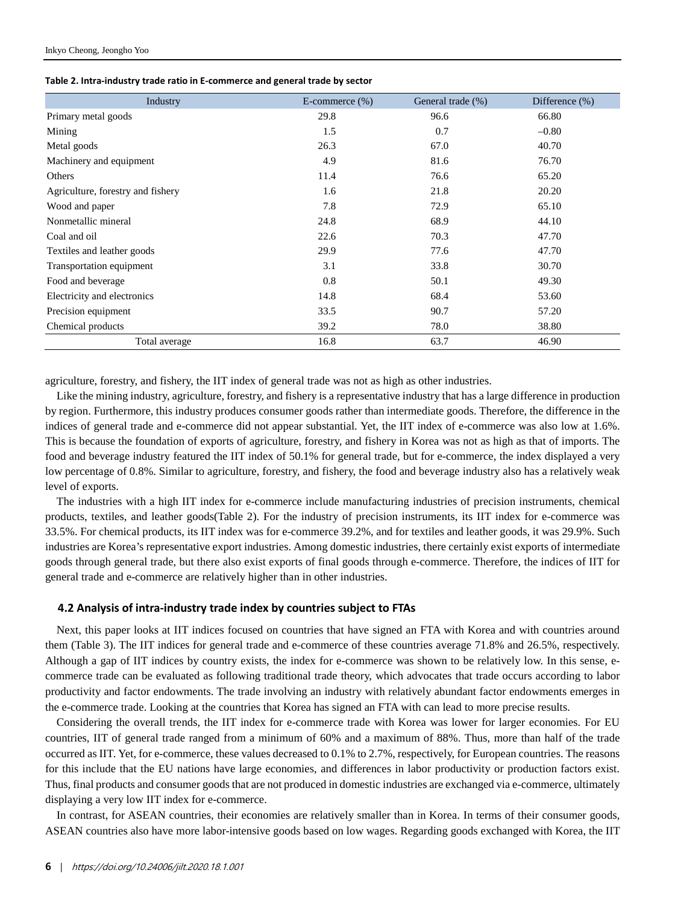**Table 2. Intra-industry trade ratio in E-commerce and general trade by sector**

| Industry | E-commerce (%) | General trade (%) | Difference (%) |
|---|---|---|---|
| Primary metal goods | 29.8 | 96.6 | 66.80 |
| Mining | 1.5 | 0.7 | –0.80 |
| Metal goods | 26.3 | 67.0 | 40.70 |
| Machinery and equipment | 4.9 | 81.6 | 76.70 |
| Others | 11.4 | 76.6 | 65.20 |
| Agriculture, forestry and fishery | 1.6 | 21.8 | 20.20 |
| Wood and paper | 7.8 | 72.9 | 65.10 |
| Nonmetallic mineral | 24.8 | 68.9 | 44.10 |
| Coal and oil | 22.6 | 70.3 | 47.70 |
| Textiles and leather goods | 29.9 | 77.6 | 47.70 |
| Transportation equipment | 3.1 | 33.8 | 30.70 |
| Food and beverage | 0.8 | 50.1 | 49.30 |
| Electricity and electronics | 14.8 | 68.4 | 53.60 |
| Precision equipment | 33.5 | 90.7 | 57.20 |
| Chemical products | 39.2 | 78.0 | 38.80 |
| Total average | 16.8 | 63.7 | 46.90 |

agriculture, forestry, and fishery, the IIT index of general trade was not as high as other industries.

Like the mining industry, agriculture, forestry, and fishery is a representative industry that has a large difference in production by region. Furthermore, this industry produces consumer goods rather than intermediate goods. Therefore, the difference in the indices of general trade and e-commerce did not appear substantial. Yet, the IIT index of e-commerce was also low at 1.6%. This is because the foundation of exports of agriculture, forestry, and fishery in Korea was not as high as that of imports. The food and beverage industry featured the IIT index of 50.1% for general trade, but for e-commerce, the index displayed a very low percentage of 0.8%. Similar to agriculture, forestry, and fishery, the food and beverage industry also has a relatively weak level of exports.

The industries with a high IIT index for e-commerce include manufacturing industries of precision instruments, chemical products, textiles, and leather goods(Table 2). For the industry of precision instruments, its IIT index for e-commerce was 33.5%. For chemical products, its IIT index was for e-commerce 39.2%, and for textiles and leather goods, it was 29.9%. Such industries are Korea's representative export industries. Among domestic industries, there certainly exist exports of intermediate goods through general trade, but there also exist exports of final goods through e-commerce. Therefore, the indices of IIT for general trade and e-commerce are relatively higher than in other industries.

### 4.2 Analysis of intra-industry trade index by countries subject to FTAs

Next, this paper looks at IIT indices focused on countries that have signed an FTA with Korea and with countries around them (Table 3). The IIT indices for general trade and e-commerce of these countries average 71.8% and 26.5%, respectively. Although a gap of IIT indices by country exists, the index for e-commerce was shown to be relatively low. In this sense, e-commerce trade can be evaluated as following traditional trade theory, which advocates that trade occurs according to labor productivity and factor endowments. The trade involving an industry with relatively abundant factor endowments emerges in the e-commerce trade. Looking at the countries that Korea has signed an FTA with can lead to more precise results.

Considering the overall trends, the IIT index for e-commerce trade with Korea was lower for larger economies. For EU countries, IIT of general trade ranged from a minimum of 60% and a maximum of 88%. Thus, more than half of the trade occurred as IIT. Yet, for e-commerce, these values decreased to 0.1% to 2.7%, respectively, for European countries. The reasons for this include that the EU nations have large economies, and differences in labor productivity or production factors exist. Thus, final products and consumer goods that are not produced in domestic industries are exchanged via e-commerce, ultimately displaying a very low IIT index for e-commerce.

In contrast, for ASEAN countries, their economies are relatively smaller than in Korea. In terms of their consumer goods, ASEAN countries also have more labor-intensive goods based on low wages. Regarding goods exchanged with Korea, the IIT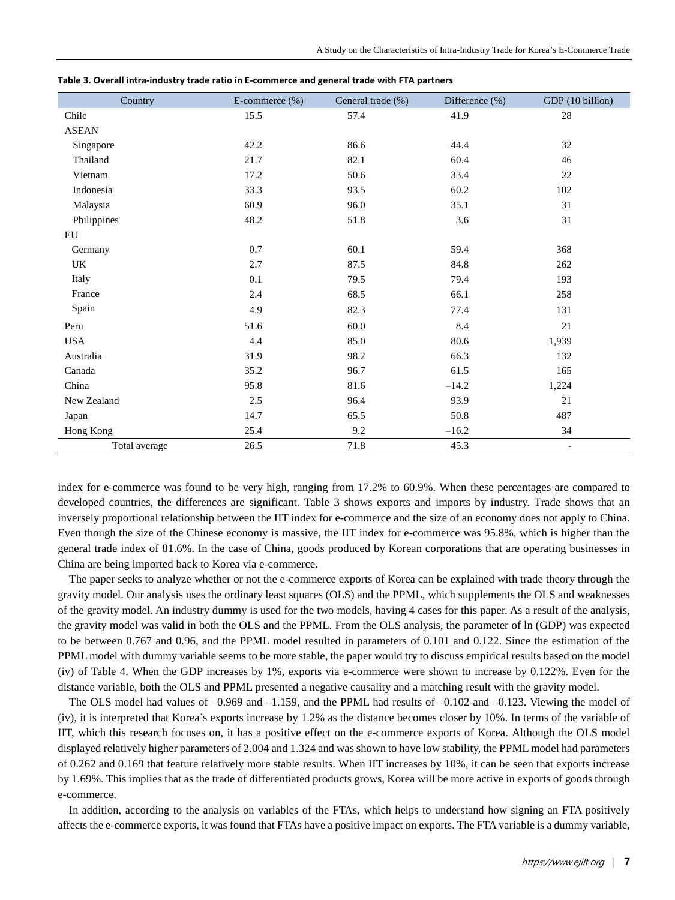**Table 3. Overall intra-industry trade ratio in E-commerce and general trade with FTA partners**

| Country | E-commerce (%) | General trade (%) | Difference (%) | GDP (10 billion) |
|---|---|---|---|---|
| Chile | 15.5 | 57.4 | 41.9 | 28 |
| ASEAN | | | | |
| Singapore | 42.2 | 86.6 | 44.4 | 32 |
| Thailand | 21.7 | 82.1 | 60.4 | 46 |
| Vietnam | 17.2 | 50.6 | 33.4 | 22 |
| Indonesia | 33.3 | 93.5 | 60.2 | 102 |
| Malaysia | 60.9 | 96.0 | 35.1 | 31 |
| Philippines | 48.2 | 51.8 | 3.6 | 31 |
| EU | | | | |
| Germany | 0.7 | 60.1 | 59.4 | 368 |
| UK | 2.7 | 87.5 | 84.8 | 262 |
| Italy | 0.1 | 79.5 | 79.4 | 193 |
| France | 2.4 | 68.5 | 66.1 | 258 |
| Spain | 4.9 | 82.3 | 77.4 | 131 |
| Peru | 51.6 | 60.0 | 8.4 | 21 |
| USA | 4.4 | 85.0 | 80.6 | 1,939 |
| Australia | 31.9 | 98.2 | 66.3 | 132 |
| Canada | 35.2 | 96.7 | 61.5 | 165 |
| China | 95.8 | 81.6 | –14.2 | 1,224 |
| New Zealand | 2.5 | 96.4 | 93.9 | 21 |
| Japan | 14.7 | 65.5 | 50.8 | 487 |
| Hong Kong | 25.4 | 9.2 | –16.2 | 34 |
| Total average | 26.5 | 71.8 | 45.3 | - |

index for e-commerce was found to be very high, ranging from 17.2% to 60.9%. When these percentages are compared to developed countries, the differences are significant. Table 3 shows exports and imports by industry. Trade shows that an inversely proportional relationship between the IIT index for e-commerce and the size of an economy does not apply to China. Even though the size of the Chinese economy is massive, the IIT index for e-commerce was 95.8%, which is higher than the general trade index of 81.6%. In the case of China, goods produced by Korean corporations that are operating businesses in China are being imported back to Korea via e-commerce.

The paper seeks to analyze whether or not the e-commerce exports of Korea can be explained with trade theory through the gravity model. Our analysis uses the ordinary least squares (OLS) and the PPML, which supplements the OLS and weaknesses of the gravity model. An industry dummy is used for the two models, having 4 cases for this paper. As a result of the analysis, the gravity model was valid in both the OLS and the PPML. From the OLS analysis, the parameter of ln (GDP) was expected to be between 0.767 and 0.96, and the PPML model resulted in parameters of 0.101 and 0.122. Since the estimation of the PPML model with dummy variable seems to be more stable, the paper would try to discuss empirical results based on the model (iv) of Table 4. When the GDP increases by 1%, exports via e-commerce were shown to increase by 0.122%. Even for the distance variable, both the OLS and PPML presented a negative causality and a matching result with the gravity model.

The OLS model had values of –0.969 and –1.159, and the PPML had results of –0.102 and –0.123. Viewing the model of (iv), it is interpreted that Korea's exports increase by 1.2% as the distance becomes closer by 10%. In terms of the variable of IIT, which this research focuses on, it has a positive effect on the e-commerce exports of Korea. Although the OLS model displayed relatively higher parameters of 2.004 and 1.324 and was shown to have low stability, the PPML model had parameters of 0.262 and 0.169 that feature relatively more stable results. When IIT increases by 10%, it can be seen that exports increase by 1.69%. This implies that as the trade of differentiated products grows, Korea will be more active in exports of goods through e-commerce.

In addition, according to the analysis on variables of the FTAs, which helps to understand how signing an FTA positively affects the e-commerce exports, it was found that FTAs have a positive impact on exports. The FTA variable is a dummy variable,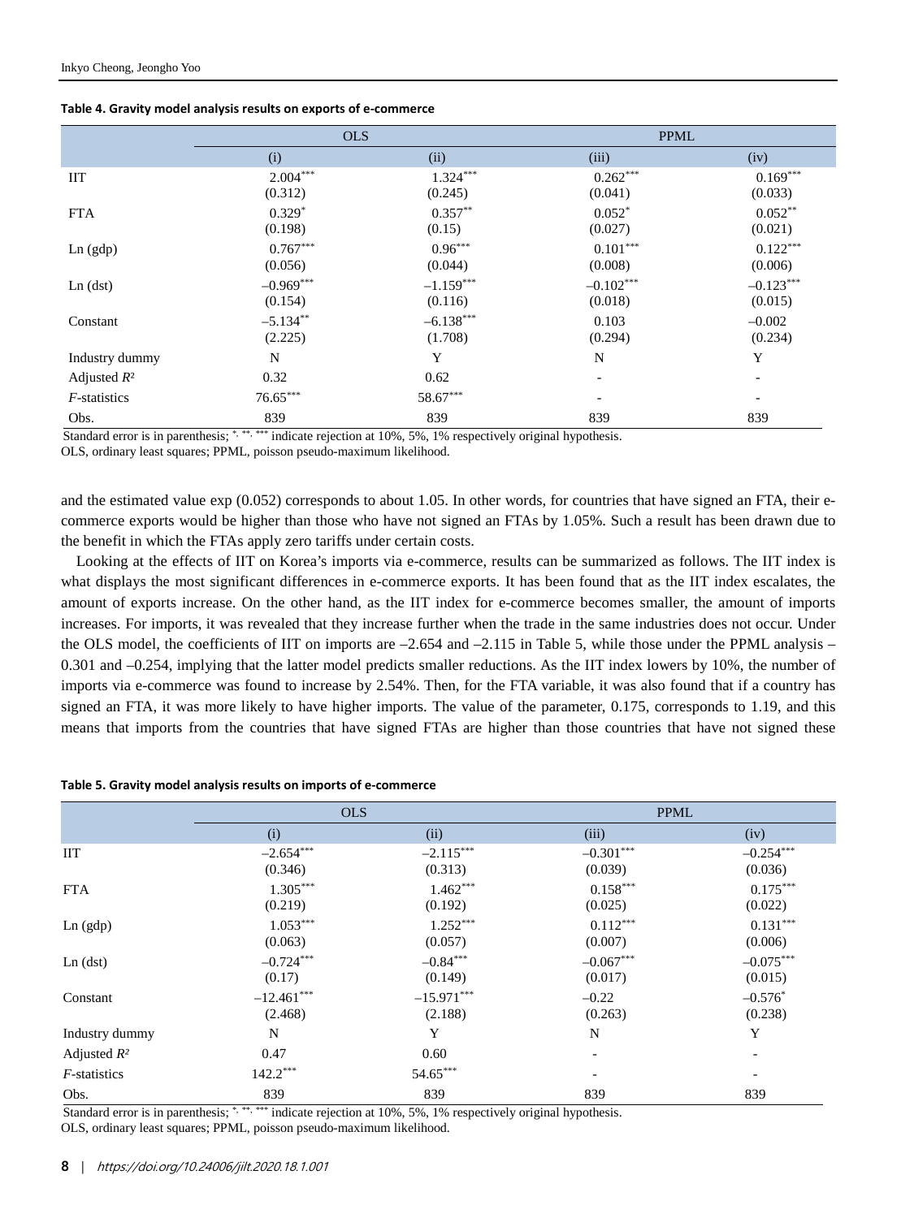**Table 4. Gravity model analysis results on exports of e-commerce**

| | OLS | | PPML | |
|---|---|---|---|---|
| | (i) | (ii) | (iii) | (iv) |
| IIT | 2.004*** | 1.324*** | 0.262*** | 0.169*** |
| | (0.312) | (0.245) | (0.041) | (0.033) |
| FTA | 0.329* | 0.357** | 0.052* | 0.052** |
| | (0.198) | (0.15) | (0.027) | (0.021) |
| Ln (gdp) | 0.767*** | 0.96*** | 0.101*** | 0.122*** |
| | (0.056) | (0.044) | (0.008) | (0.006) |
| Ln (dst) | –0.969*** | –1.159*** | –0.102*** | –0.123*** |
| | (0.154) | (0.116) | (0.018) | (0.015) |
| Constant | –5.134** | –6.138*** | 0.103 | –0.002 |
| | (2.225) | (1.708) | (0.294) | (0.234) |
| Industry dummy | N | Y | N | Y |
| Adjusted $R^2$ | 0.32 | 0.62 | - | - |
| *F*-statistics | 76.65*** | 58.67*** | - | - |
| Obs. | 839 | 839 | 839 | 839 |

Standard error is in parenthesis; *, **, *** indicate rejection at 10%, 5%, 1% respectively original hypothesis.
OLS, ordinary least squares; PPML, poisson pseudo-maximum likelihood.

and the estimated value exp (0.052) corresponds to about 1.05. In other words, for countries that have signed an FTA, their e-commerce exports would be higher than those who have not signed an FTAs by 1.05%. Such a result has been drawn due to the benefit in which the FTAs apply zero tariffs under certain costs.

Looking at the effects of IIT on Korea's imports via e-commerce, results can be summarized as follows. The IIT index is what displays the most significant differences in e-commerce exports. It has been found that as the IIT index escalates, the amount of exports increase. On the other hand, as the IIT index for e-commerce becomes smaller, the amount of imports increases. For imports, it was revealed that they increase further when the trade in the same industries does not occur. Under the OLS model, the coefficients of IIT on imports are –2.654 and –2.115 in Table 5, while those under the PPML analysis –0.301 and –0.254, implying that the latter model predicts smaller reductions. As the IIT index lowers by 10%, the number of imports via e-commerce was found to increase by 2.54%. Then, for the FTA variable, it was also found that if a country has signed an FTA, it was more likely to have higher imports. The value of the parameter, 0.175, corresponds to 1.19, and this means that imports from the countries that have signed FTAs are higher than those countries that have not signed these

**Table 5. Gravity model analysis results on imports of e-commerce**

| | OLS | | PPML | |
|---|---|---|---|---|
| | (i) | (ii) | (iii) | (iv) |
| IIT | –2.654*** | –2.115*** | –0.301*** | –0.254*** |
| | (0.346) | (0.313) | (0.039) | (0.036) |
| FTA | 1.305*** | 1.462*** | 0.158*** | 0.175*** |
| | (0.219) | (0.192) | (0.025) | (0.022) |
| Ln (gdp) | 1.053*** | 1.252*** | 0.112*** | 0.131*** |
| | (0.063) | (0.057) | (0.007) | (0.006) |
| Ln (dst) | –0.724*** | –0.84*** | –0.067*** | –0.075*** |
| | (0.17) | (0.149) | (0.017) | (0.015) |
| Constant | –12.461*** | –15.971*** | –0.22 | –0.576* |
| | (2.468) | (2.188) | (0.263) | (0.238) |
| Industry dummy | N | Y | N | Y |
| Adjusted $R^2$ | 0.47 | 0.60 | - | - |
| *F*-statistics | 142.2*** | 54.65*** | - | - |
| Obs. | 839 | 839 | 839 | 839 |

Standard error is in parenthesis; *, **, *** indicate rejection at 10%, 5%, 1% respectively original hypothesis.
OLS, ordinary least squares; PPML, poisson pseudo-maximum likelihood.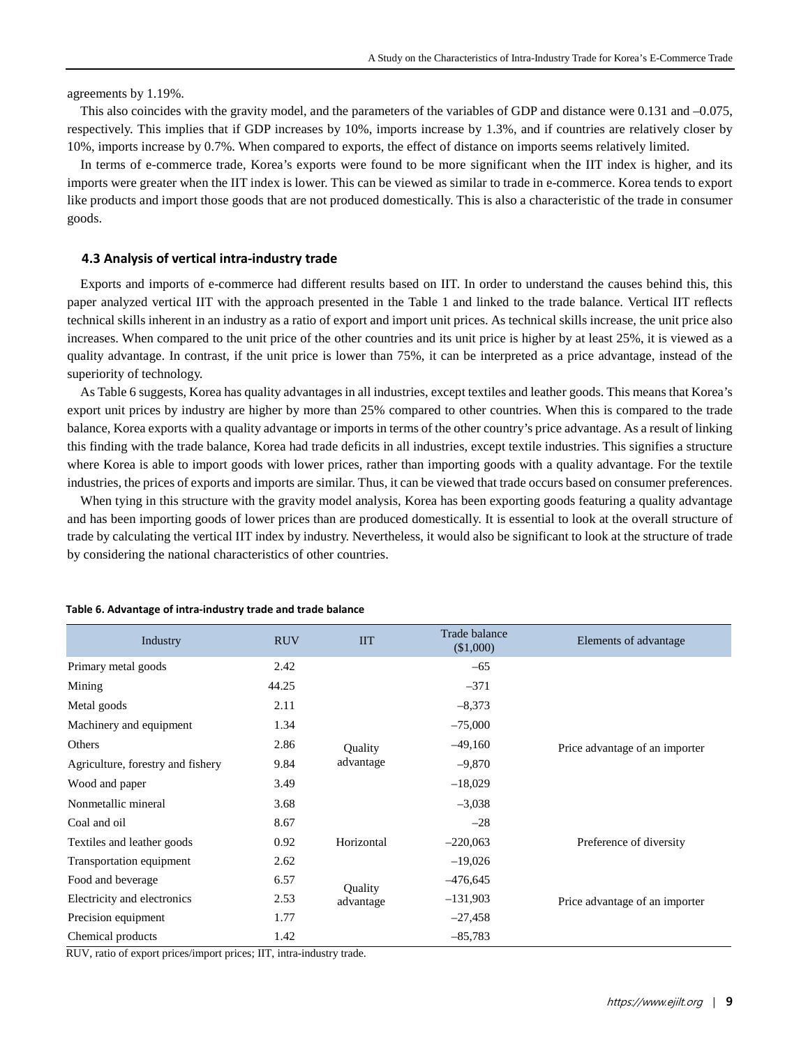agreements by 1.19%.

This also coincides with the gravity model, and the parameters of the variables of GDP and distance were 0.131 and –0.075, respectively. This implies that if GDP increases by 10%, imports increase by 1.3%, and if countries are relatively closer by 10%, imports increase by 0.7%. When compared to exports, the effect of distance on imports seems relatively limited.

In terms of e-commerce trade, Korea's exports were found to be more significant when the IIT index is higher, and its imports were greater when the IIT index is lower. This can be viewed as similar to trade in e-commerce. Korea tends to export like products and import those goods that are not produced domestically. This is also a characteristic of the trade in consumer goods.

### 4.3 Analysis of vertical intra-industry trade

Exports and imports of e-commerce had different results based on IIT. In order to understand the causes behind this, this paper analyzed vertical IIT with the approach presented in the Table 1 and linked to the trade balance. Vertical IIT reflects technical skills inherent in an industry as a ratio of export and import unit prices. As technical skills increase, the unit price also increases. When compared to the unit price of the other countries and its unit price is higher by at least 25%, it is viewed as a quality advantage. In contrast, if the unit price is lower than 75%, it can be interpreted as a price advantage, instead of the superiority of technology.

As Table 6 suggests, Korea has quality advantages in all industries, except textiles and leather goods. This means that Korea's export unit prices by industry are higher by more than 25% compared to other countries. When this is compared to the trade balance, Korea exports with a quality advantage or imports in terms of the other country's price advantage. As a result of linking this finding with the trade balance, Korea had trade deficits in all industries, except textile industries. This signifies a structure where Korea is able to import goods with lower prices, rather than importing goods with a quality advantage. For the textile industries, the prices of exports and imports are similar. Thus, it can be viewed that trade occurs based on consumer preferences.

When tying in this structure with the gravity model analysis, Korea has been exporting goods featuring a quality advantage and has been importing goods of lower prices than are produced domestically. It is essential to look at the overall structure of trade by calculating the vertical IIT index by industry. Nevertheless, it would also be significant to look at the structure of trade by considering the national characteristics of other countries.

**Table 6. Advantage of intra-industry trade and trade balance**

| Industry | RUV | IIT | Trade balance ($1,000) | Elements of advantage |
|---|---|---|---|---|
| Primary metal goods | 2.42 | Quality advantage | –65 | Price advantage of an importer |
| Mining | 44.25 | | –371 | |
| Metal goods | 2.11 | | –8,373 | |
| Machinery and equipment | 1.34 | | –75,000 | |
| Others | 2.86 | | –49,160 | |
| Agriculture, forestry and fishery | 9.84 | | –9,870 | |
| Wood and paper | 3.49 | | –18,029 | |
| Nonmetallic mineral | 3.68 | | –3,038 | |
| Coal and oil | 8.67 | | –28 | |
| Textiles and leather goods | 0.92 | Horizontal | –220,063 | Preference of diversity |
| Transportation equipment | 2.62 | Quality advantage | –19,026 | Price advantage of an importer |
| Food and beverage | 6.57 | | –476,645 | |
| Electricity and electronics | 2.53 | | –131,903 | |
| Precision equipment | 1.77 | | –27,458 | |
| Chemical products | 1.42 | | –85,783 | |

RUV, ratio of export prices/import prices; IIT, intra-industry trade.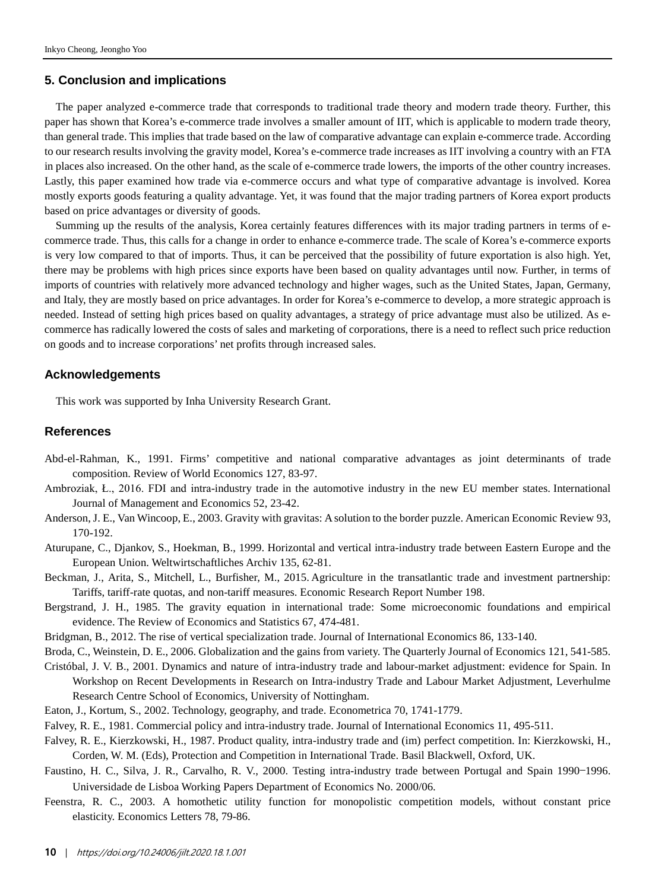## 5. Conclusion and implications

The paper analyzed e-commerce trade that corresponds to traditional trade theory and modern trade theory. Further, this paper has shown that Korea's e-commerce trade involves a smaller amount of IIT, which is applicable to modern trade theory, than general trade. This implies that trade based on the law of comparative advantage can explain e-commerce trade. According to our research results involving the gravity model, Korea's e-commerce trade increases as IIT involving a country with an FTA in places also increased. On the other hand, as the scale of e-commerce trade lowers, the imports of the other country increases. Lastly, this paper examined how trade via e-commerce occurs and what type of comparative advantage is involved. Korea mostly exports goods featuring a quality advantage. Yet, it was found that the major trading partners of Korea export products based on price advantages or diversity of goods.

Summing up the results of the analysis, Korea certainly features differences with its major trading partners in terms of e-commerce trade. Thus, this calls for a change in order to enhance e-commerce trade. The scale of Korea's e-commerce exports is very low compared to that of imports. Thus, it can be perceived that the possibility of future exportation is also high. Yet, there may be problems with high prices since exports have been based on quality advantages until now. Further, in terms of imports of countries with relatively more advanced technology and higher wages, such as the United States, Japan, Germany, and Italy, they are mostly based on price advantages. In order for Korea's e-commerce to develop, a more strategic approach is needed. Instead of setting high prices based on quality advantages, a strategy of price advantage must also be utilized. As e-commerce has radically lowered the costs of sales and marketing of corporations, there is a need to reflect such price reduction on goods and to increase corporations' net profits through increased sales.

## Acknowledgements

This work was supported by Inha University Research Grant.

## References

Abd-el-Rahman, K., 1991. Firms' competitive and national comparative advantages as joint determinants of trade composition. Review of World Economics 127, 83-97.

Ambroziak, Ł., 2016. FDI and intra-industry trade in the automotive industry in the new EU member states. International Journal of Management and Economics 52, 23-42.

Anderson, J. E., Van Wincoop, E., 2003. Gravity with gravitas: A solution to the border puzzle. American Economic Review 93, 170-192.

Aturupane, C., Djankov, S., Hoekman, B., 1999. Horizontal and vertical intra-industry trade between Eastern Europe and the European Union. Weltwirtschaftliches Archiv 135, 62-81.

Beckman, J., Arita, S., Mitchell, L., Burfisher, M., 2015. Agriculture in the transatlantic trade and investment partnership: Tariffs, tariff-rate quotas, and non-tariff measures. Economic Research Report Number 198.

Bergstrand, J. H., 1985. The gravity equation in international trade: Some microeconomic foundations and empirical evidence. The Review of Economics and Statistics 67, 474-481.

Bridgman, B., 2012. The rise of vertical specialization trade. Journal of International Economics 86, 133-140.

Broda, C., Weinstein, D. E., 2006. Globalization and the gains from variety. The Quarterly Journal of Economics 121, 541-585.

Cristóbal, J. V. B., 2001. Dynamics and nature of intra-industry trade and labour-market adjustment: evidence for Spain. In Workshop on Recent Developments in Research on Intra-industry Trade and Labour Market Adjustment, Leverhulme Research Centre School of Economics, University of Nottingham.

Eaton, J., Kortum, S., 2002. Technology, geography, and trade. Econometrica 70, 1741-1779.

Falvey, R. E., 1981. Commercial policy and intra-industry trade. Journal of International Economics 11, 495-511.

Falvey, R. E., Kierzkowski, H., 1987. Product quality, intra-industry trade and (im) perfect competition. In: Kierzkowski, H., Corden, W. M. (Eds), Protection and Competition in International Trade. Basil Blackwell, Oxford, UK.

Faustino, H. C., Silva, J. R., Carvalho, R. V., 2000. Testing intra-industry trade between Portugal and Spain 1990–1996. Universidade de Lisboa Working Papers Department of Economics No. 2000/06.

Feenstra, R. C., 2003. A homothetic utility function for monopolistic competition models, without constant price elasticity. Economics Letters 78, 79-86.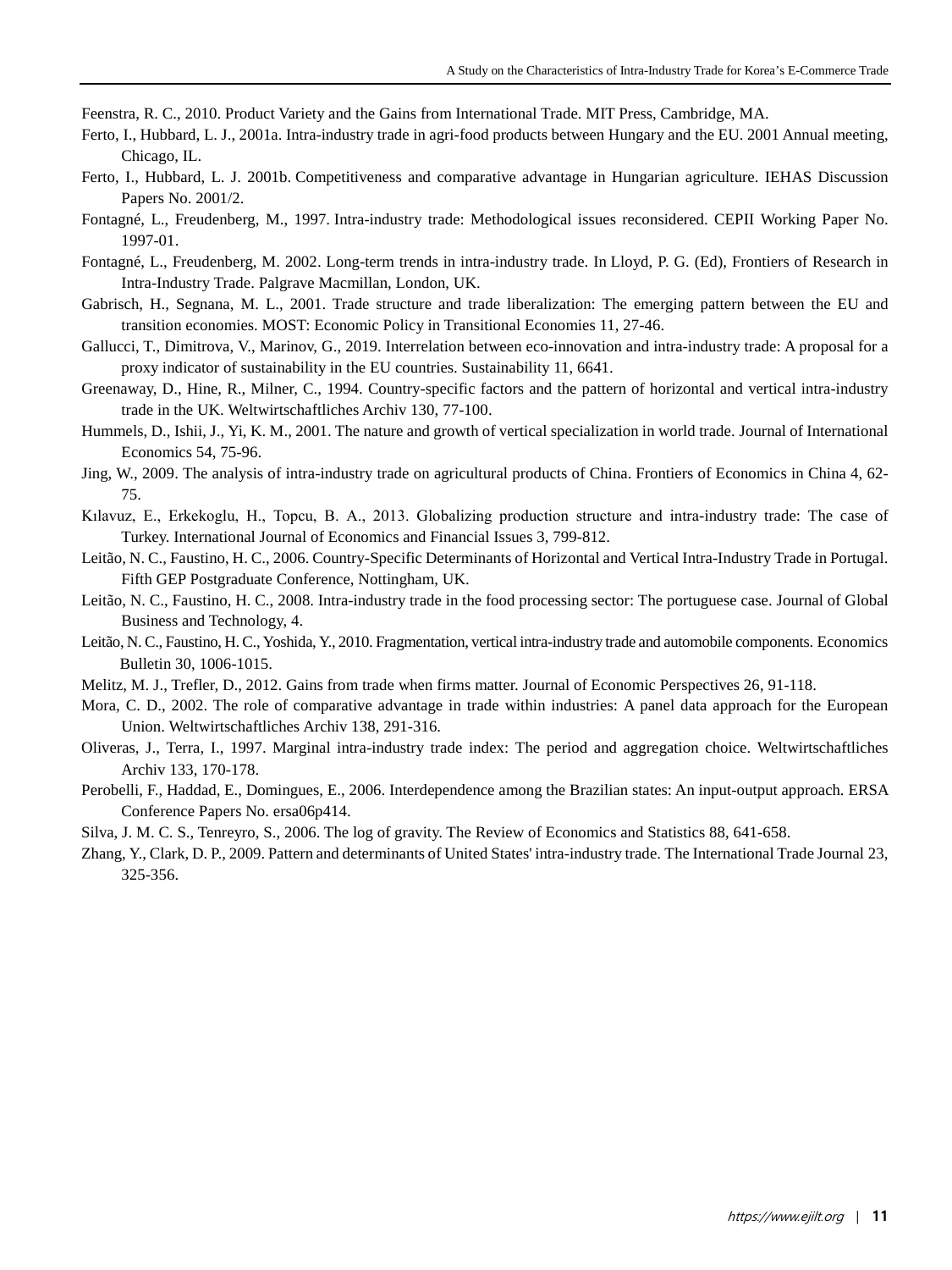Feenstra, R. C., 2010. Product Variety and the Gains from International Trade. MIT Press, Cambridge, MA.

Ferto, I., Hubbard, L. J., 2001a. Intra-industry trade in agri-food products between Hungary and the EU. 2001 Annual meeting, Chicago, IL.

Ferto, I., Hubbard, L. J. 2001b. Competitiveness and comparative advantage in Hungarian agriculture. IEHAS Discussion Papers No. 2001/2.

Fontagné, L., Freudenberg, M., 1997. Intra-industry trade: Methodological issues reconsidered. CEPII Working Paper No. 1997-01.

Fontagné, L., Freudenberg, M. 2002. Long-term trends in intra-industry trade. In Lloyd, P. G. (Ed), Frontiers of Research in Intra-Industry Trade. Palgrave Macmillan, London, UK.

Gabrisch, H., Segnana, M. L., 2001. Trade structure and trade liberalization: The emerging pattern between the EU and transition economies. MOST: Economic Policy in Transitional Economies 11, 27-46.

Gallucci, T., Dimitrova, V., Marinov, G., 2019. Interrelation between eco-innovation and intra-industry trade: A proposal for a proxy indicator of sustainability in the EU countries. Sustainability 11, 6641.

Greenaway, D., Hine, R., Milner, C., 1994. Country-specific factors and the pattern of horizontal and vertical intra-industry trade in the UK. Weltwirtschaftliches Archiv 130, 77-100.

Hummels, D., Ishii, J., Yi, K. M., 2001. The nature and growth of vertical specialization in world trade. Journal of International Economics 54, 75-96.

Jing, W., 2009. The analysis of intra-industry trade on agricultural products of China. Frontiers of Economics in China 4, 62-75.

Kılavuz, E., Erkekoglu, H., Topcu, B. A., 2013. Globalizing production structure and intra-industry trade: The case of Turkey. International Journal of Economics and Financial Issues 3, 799-812.

Leitão, N. C., Faustino, H. C., 2006. Country-Specific Determinants of Horizontal and Vertical Intra-Industry Trade in Portugal. Fifth GEP Postgraduate Conference, Nottingham, UK.

Leitão, N. C., Faustino, H. C., 2008. Intra-industry trade in the food processing sector: The portuguese case. Journal of Global Business and Technology, 4.

Leitão, N. C., Faustino, H. C., Yoshida, Y., 2010. Fragmentation, vertical intra-industry trade and automobile components. Economics Bulletin 30, 1006-1015.

Melitz, M. J., Trefler, D., 2012. Gains from trade when firms matter. Journal of Economic Perspectives 26, 91-118.

Mora, C. D., 2002. The role of comparative advantage in trade within industries: A panel data approach for the European Union. Weltwirtschaftliches Archiv 138, 291-316.

Oliveras, J., Terra, I., 1997. Marginal intra-industry trade index: The period and aggregation choice. Weltwirtschaftliches Archiv 133, 170-178.

Perobelli, F., Haddad, E., Domingues, E., 2006. Interdependence among the Brazilian states: An input-output approach. ERSA Conference Papers No. ersa06p414.

Silva, J. M. C. S., Tenreyro, S., 2006. The log of gravity. The Review of Economics and Statistics 88, 641-658.

Zhang, Y., Clark, D. P., 2009. Pattern and determinants of United States' intra-industry trade. The International Trade Journal 23, 325-356.